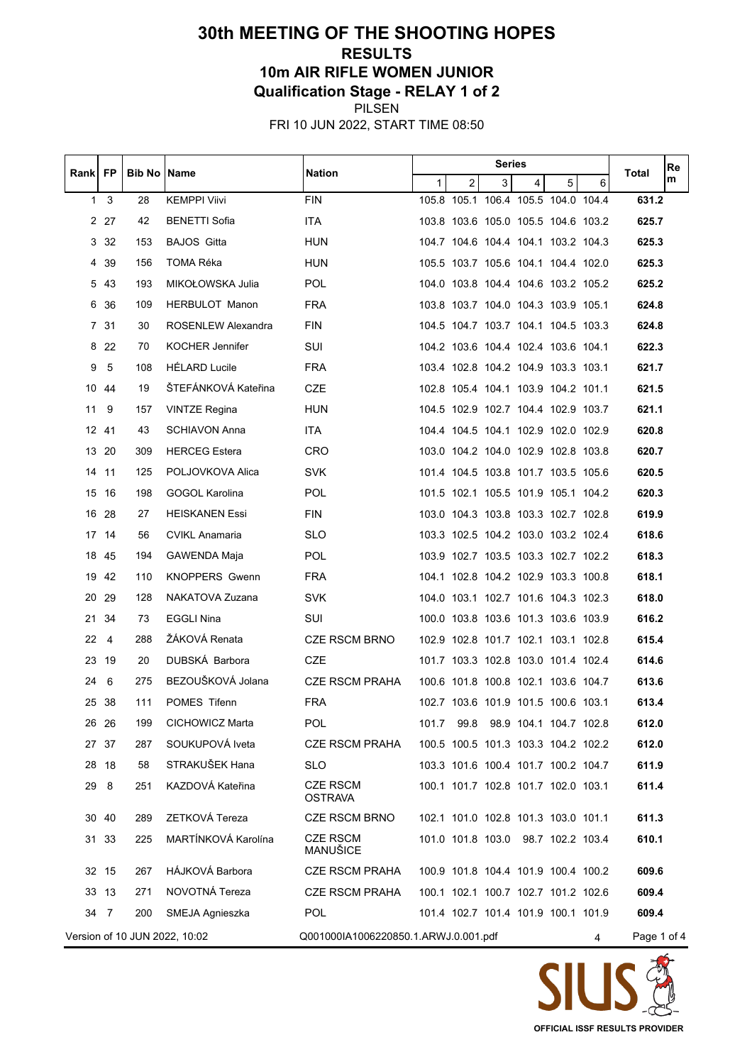# 30th MEETING OF THE SHOOTING HOPES

## RESULTS

## 10m AIR RIFLE WOMEN JUNIOR

## Qualification Stage - RELAY 1 of 2

PILSEN

FRI 10 JUN 2022, START TIME 08:50

| Rank | FP | Bib No | Name | Nation | Series 1 | 2 | 3 | 4 | 5 | 6 | Total | Rem |
|---|---|---|---|---|---|---|---|---|---|---|---|---|
| 1 | 3 | 28 | KEMPPI Viivi | FIN | 105.8 | 105.1 | 106.4 | 105.5 | 104.0 | 104.4 | **631.2** | |
| 2 | 27 | 42 | BENETTI Sofia | ITA | 103.8 | 103.6 | 105.0 | 105.5 | 104.6 | 103.2 | **625.7** | |
| 3 | 32 | 153 | BAJOS Gitta | HUN | 104.7 | 104.6 | 104.4 | 104.1 | 103.2 | 104.3 | **625.3** | |
| 4 | 39 | 156 | TOMA Réka | HUN | 105.5 | 103.7 | 105.6 | 104.1 | 104.4 | 102.0 | **625.3** | |
| 5 | 43 | 193 | MIKOŁOWSKA Julia | POL | 104.0 | 103.8 | 104.4 | 104.6 | 103.2 | 105.2 | **625.2** | |
| 6 | 36 | 109 | HERBULOT Manon | FRA | 103.8 | 103.7 | 104.0 | 104.3 | 103.9 | 105.1 | **624.8** | |
| 7 | 31 | 30 | ROSENLEW Alexandra | FIN | 104.5 | 104.7 | 103.7 | 104.1 | 104.5 | 103.3 | **624.8** | |
| 8 | 22 | 70 | KOCHER Jennifer | SUI | 104.2 | 103.6 | 104.4 | 102.4 | 103.6 | 104.1 | **622.3** | |
| 9 | 5 | 108 | HÉLARD Lucile | FRA | 103.4 | 102.8 | 104.2 | 104.9 | 103.3 | 103.1 | **621.7** | |
| 10 | 44 | 19 | ŠTEFÁNKOVÁ Kateřina | CZE | 102.8 | 105.4 | 104.1 | 103.9 | 104.2 | 101.1 | **621.5** | |
| 11 | 9 | 157 | VINTZE Regina | HUN | 104.5 | 102.9 | 102.7 | 104.4 | 102.9 | 103.7 | **621.1** | |
| 12 | 41 | 43 | SCHIAVON Anna | ITA | 104.4 | 104.5 | 104.1 | 102.9 | 102.0 | 102.9 | **620.8** | |
| 13 | 20 | 309 | HERCEG Estera | CRO | 103.0 | 104.2 | 104.0 | 102.9 | 102.8 | 103.8 | **620.7** | |
| 14 | 11 | 125 | POLJOVKOVA Alica | SVK | 101.4 | 104.5 | 103.8 | 101.7 | 103.5 | 105.6 | **620.5** | |
| 15 | 16 | 198 | GOGOL Karolina | POL | 101.5 | 102.1 | 105.5 | 101.9 | 105.1 | 104.2 | **620.3** | |
| 16 | 28 | 27 | HEISKANEN Essi | FIN | 103.0 | 104.3 | 103.8 | 103.3 | 102.7 | 102.8 | **619.9** | |
| 17 | 14 | 56 | CVIKL Anamaria | SLO | 103.3 | 102.5 | 104.2 | 103.0 | 103.2 | 102.4 | **618.6** | |
| 18 | 45 | 194 | GAWENDA Maja | POL | 103.9 | 102.7 | 103.5 | 103.3 | 102.7 | 102.2 | **618.3** | |
| 19 | 42 | 110 | KNOPPERS Gwenn | FRA | 104.1 | 102.8 | 104.2 | 102.9 | 103.3 | 100.8 | **618.1** | |
| 20 | 29 | 128 | NAKATOVA Zuzana | SVK | 104.0 | 103.1 | 102.7 | 101.6 | 104.3 | 102.3 | **618.0** | |
| 21 | 34 | 73 | EGGLI Nina | SUI | 100.0 | 103.8 | 103.6 | 101.3 | 103.6 | 103.9 | **616.2** | |
| 22 | 4 | 288 | ŽÁKOVÁ Renata | CZE RSCM BRNO | 102.9 | 102.8 | 101.7 | 102.1 | 103.1 | 102.8 | **615.4** | |
| 23 | 19 | 20 | DUBSKÁ Barbora | CZE | 101.7 | 103.3 | 102.8 | 103.0 | 101.4 | 102.4 | **614.6** | |
| 24 | 6 | 275 | BEZOUŠKOVÁ Jolana | CZE RSCM PRAHA | 100.6 | 101.8 | 100.8 | 102.1 | 103.6 | 104.7 | **613.6** | |
| 25 | 38 | 111 | POMES Tifenn | FRA | 102.7 | 103.6 | 101.9 | 101.5 | 100.6 | 103.1 | **613.4** | |
| 26 | 26 | 199 | CICHOWICZ Marta | POL | 101.7 | 99.8 | 98.9 | 104.1 | 104.7 | 102.8 | **612.0** | |
| 27 | 37 | 287 | SOUKUPOVÁ Iveta | CZE RSCM PRAHA | 100.5 | 100.5 | 101.3 | 103.3 | 104.2 | 102.2 | **612.0** | |
| 28 | 18 | 58 | STRAKUŠEK Hana | SLO | 103.3 | 101.6 | 100.4 | 101.7 | 100.2 | 104.7 | **611.9** | |
| 29 | 8 | 251 | KAZDOVÁ Kateřina | CZE RSCM OSTRAVA | 100.1 | 101.7 | 102.8 | 101.7 | 102.0 | 103.1 | **611.4** | |
| 30 | 40 | 289 | ZETKOVÁ Tereza | CZE RSCM BRNO | 102.1 | 101.0 | 102.8 | 101.3 | 103.0 | 101.1 | **611.3** | |
| 31 | 33 | 225 | MARTÍNKOVÁ Karolína | CZE RSCM MANUŠICE | 101.0 | 101.8 | 103.0 | 98.7 | 102.2 | 103.4 | **610.1** | |
| 32 | 15 | 267 | HÁJKOVÁ Barbora | CZE RSCM PRAHA | 100.9 | 101.8 | 104.4 | 101.9 | 100.4 | 100.2 | **609.6** | |
| 33 | 13 | 271 | NOVOTNÁ Tereza | CZE RSCM PRAHA | 100.1 | 102.1 | 100.7 | 102.7 | 101.2 | 102.6 | **609.4** | |
| 34 | 7 | 200 | SMEJA Agnieszka | POL | 101.4 | 102.7 | 101.4 | 101.9 | 100.1 | 101.9 | **609.4** | |

Version of 10 JUN 2022, 10:02 — Q001000IA1006220850.1.ARWJ.0.001.pdf — 4

OFFICIAL ISSF RESULTS PROVIDER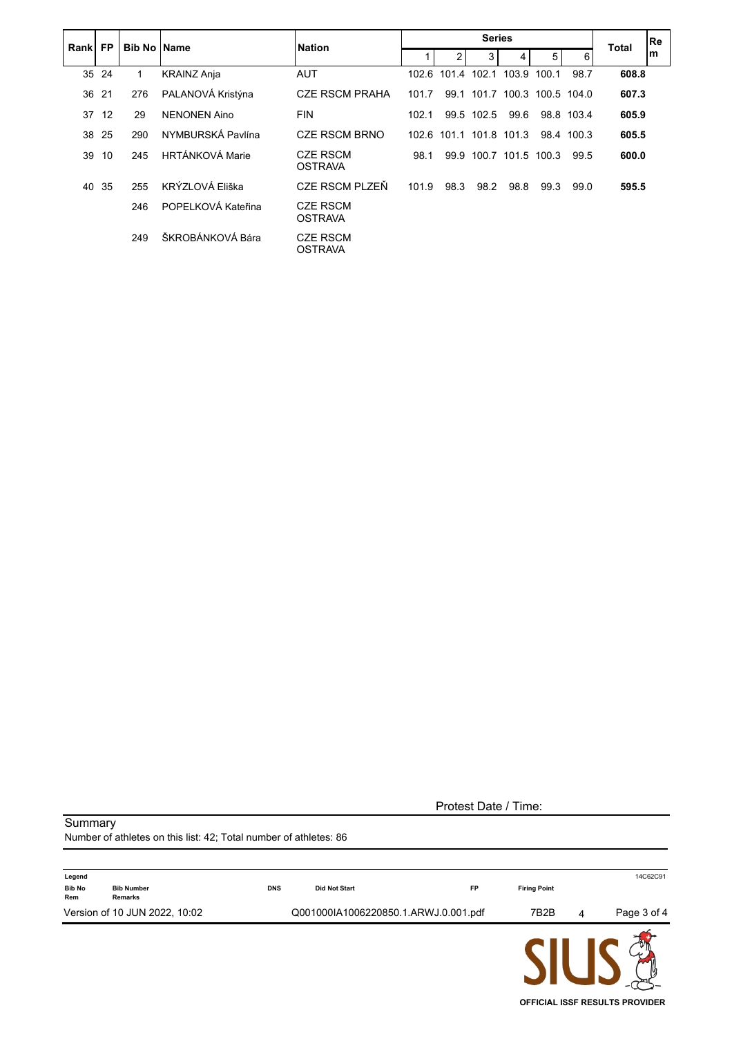| Rank | FP | Bib No | Name | Nation | Series | | | | | | Total | Rem |
|---|---|---|---|---|---|---|---|---|---|---|---|---|
| | | | | | 1 | 2 | 3 | 4 | 5 | 6 | | |
| 35 | 24 | 1 | KRAINZ Anja | AUT | 102.6 | 101.4 | 102.1 | 103.9 | 100.1 | 98.7 | **608.8** | |
| 36 | 21 | 276 | PALANOVÁ Kristýna | CZE RSCM PRAHA | 101.7 | 99.1 | 101.7 | 100.3 | 100.5 | 104.0 | **607.3** | |
| 37 | 12 | 29 | NENONEN Aino | FIN | 102.1 | 99.5 | 102.5 | 99.6 | 98.8 | 103.4 | **605.9** | |
| 38 | 25 | 290 | NYMBURSKÁ Pavlína | CZE RSCM BRNO | 102.6 | 101.1 | 101.8 | 101.3 | 98.4 | 100.3 | **605.5** | |
| 39 | 10 | 245 | HRTÁNKOVÁ Marie | CZE RSCM OSTRAVA | 98.1 | 99.9 | 100.7 | 101.5 | 100.3 | 99.5 | **600.0** | |
| 40 | 35 | 255 | KRÝZLOVÁ Eliška | CZE RSCM PLZEŇ | 101.9 | 98.3 | 98.2 | 98.8 | 99.3 | 99.0 | **595.5** | |
| | | 246 | POPELKOVÁ Kateřina | CZE RSCM OSTRAVA | | | | | | | | |
| | | 249 | ŠKROBÁNKOVÁ Bára | CZE RSCM OSTRAVA | | | | | | | | |

Protest Date / Time:

Summary

Number of athletes on this list: 42; Total number of athletes: 86

**Legend**

| | | | | | |
|---|---|---|---|---|---|
| **Bib No** | **Bib Number** | **DNS** | **Did Not Start** | **FP** | **Firing Point** |
| **Rem** | **Remarks** | | | | |

14C62C91

Version of 10 JUN 2022, 10:02 | Q001000IA1006220850.1.ARWJ.0.001.pdf | 7B2B | 4

SIUS OFFICIAL ISSF RESULTS PROVIDER